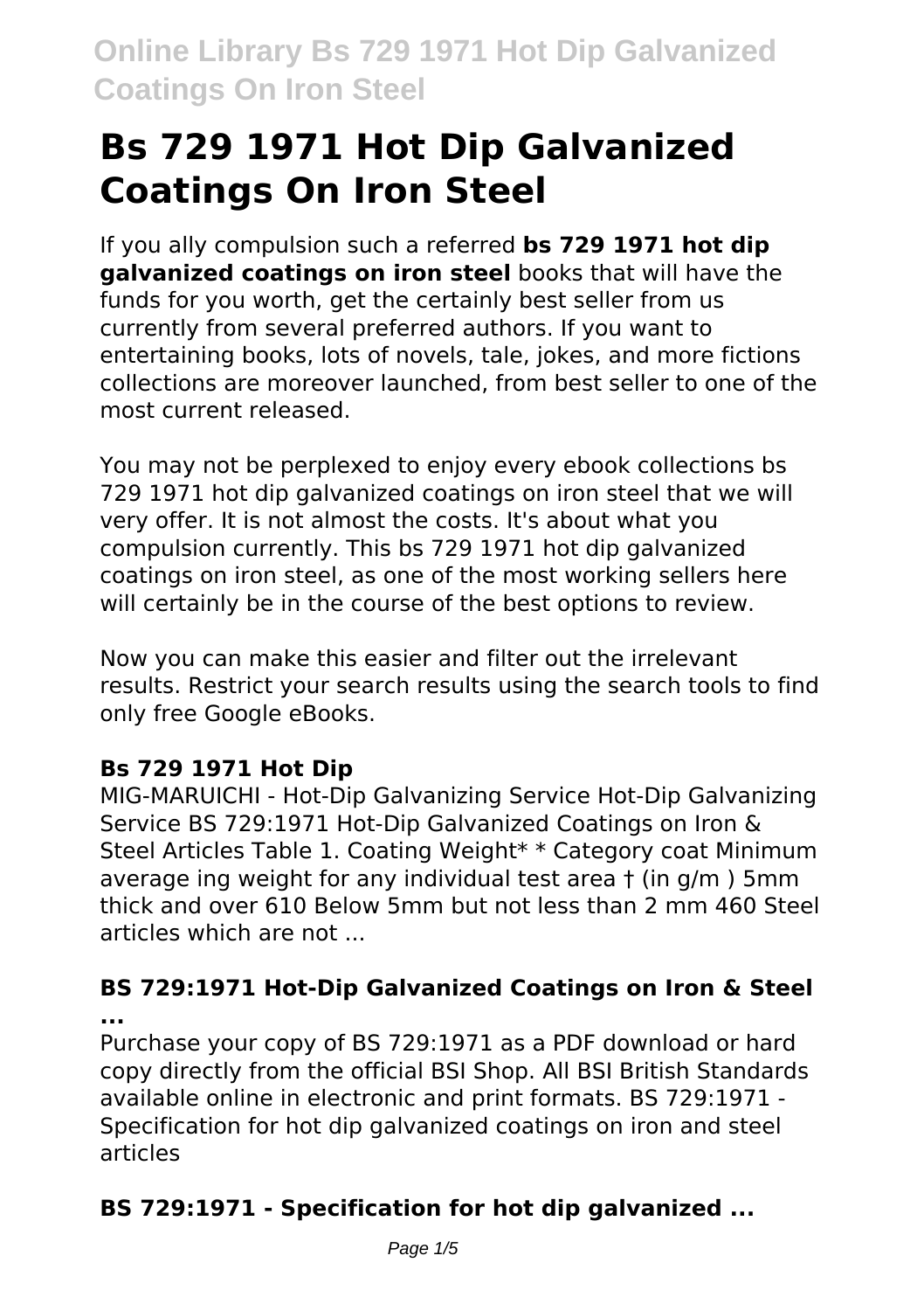# Bs 729 1971 Hot Dip Galvanized Coatings On Iron Steel

If you ally compulsion such a referred **bs 729 1971 hot dip galvanized coatings on iron steel** books that will have the funds for you worth, get the certainly best seller from us currently from several preferred authors. If you want to entertaining books, lots of novels, tale, jokes, and more fictions collections are moreover launched, from best seller to one of the most current released.

You may not be perplexed to enjoy every ebook collections bs 729 1971 hot dip galvanized coatings on iron steel that we will very offer. It is not almost the costs. It's about what you compulsion currently. This bs 729 1971 hot dip galvanized coatings on iron steel, as one of the most working sellers here will certainly be in the course of the best options to review.

Now you can make this easier and filter out the irrelevant results. Restrict your search results using the search tools to find only free Google eBooks.

### Bs 729 1971 Hot Dip

MIG-MARUICHI - Hot-Dip Galvanizing Service Hot-Dip Galvanizing Service BS 729:1971 Hot-Dip Galvanized Coatings on Iron & Steel Articles Table 1. Coating Weight* * Category coat Minimum average ing weight for any individual test area † (in g/m ) 5mm thick and over 610 Below 5mm but not less than 2 mm 460 Steel articles which are not ...

### BS 729:1971 Hot-Dip Galvanized Coatings on Iron & Steel ...

Purchase your copy of BS 729:1971 as a PDF download or hard copy directly from the official BSI Shop. All BSI British Standards available online in electronic and print formats. BS 729:1971 - Specification for hot dip galvanized coatings on iron and steel articles

### BS 729:1971 - Specification for hot dip galvanized ...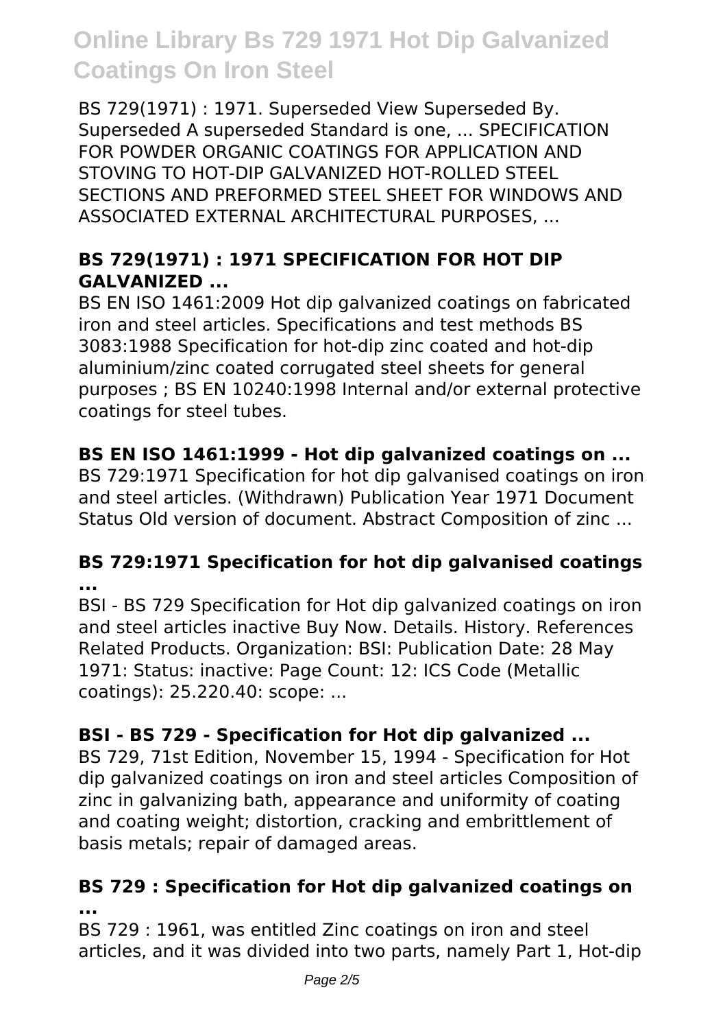BS 729(1971) : 1971. Superseded View Superseded By. Superseded A superseded Standard is one, ... SPECIFICATION FOR POWDER ORGANIC COATINGS FOR APPLICATION AND STOVING TO HOT-DIP GALVANIZED HOT-ROLLED STEEL SECTIONS AND PREFORMED STEEL SHEET FOR WINDOWS AND ASSOCIATED EXTERNAL ARCHITECTURAL PURPOSES, ...

### BS 729(1971) : 1971 SPECIFICATION FOR HOT DIP GALVANIZED ...

BS EN ISO 1461:2009 Hot dip galvanized coatings on fabricated iron and steel articles. Specifications and test methods BS 3083:1988 Specification for hot-dip zinc coated and hot-dip aluminium/zinc coated corrugated steel sheets for general purposes ; BS EN 10240:1998 Internal and/or external protective coatings for steel tubes.

### BS EN ISO 1461:1999 - Hot dip galvanized coatings on ...

BS 729:1971 Specification for hot dip galvanised coatings on iron and steel articles. (Withdrawn) Publication Year 1971 Document Status Old version of document. Abstract Composition of zinc ...

### BS 729:1971 Specification for hot dip galvanised coatings ...

BSI - BS 729 Specification for Hot dip galvanized coatings on iron and steel articles inactive Buy Now. Details. History. References Related Products. Organization: BSI: Publication Date: 28 May 1971: Status: inactive: Page Count: 12: ICS Code (Metallic coatings): 25.220.40: scope: ...

### BSI - BS 729 - Specification for Hot dip galvanized ...

BS 729, 71st Edition, November 15, 1994 - Specification for Hot dip galvanized coatings on iron and steel articles Composition of zinc in galvanizing bath, appearance and uniformity of coating and coating weight; distortion, cracking and embrittlement of basis metals; repair of damaged areas.

### BS 729 : Specification for Hot dip galvanized coatings on ...

BS 729 : 1961, was entitled Zinc coatings on iron and steel articles, and it was divided into two parts, namely Part 1, Hot-dip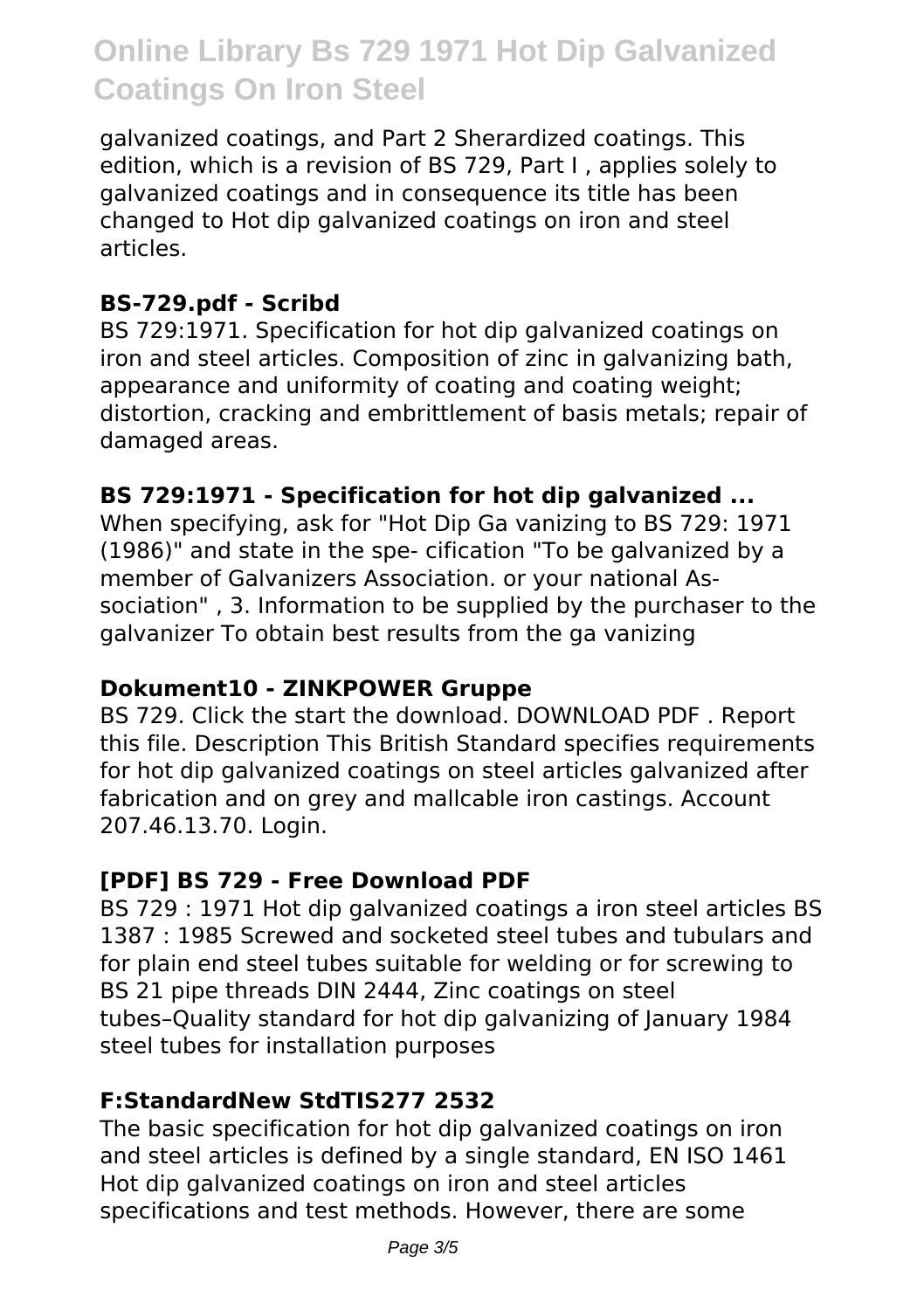galvanized coatings, and Part 2 Sherardized coatings. This edition, which is a revision of BS 729, Part I , applies solely to galvanized coatings and in consequence its title has been changed to Hot dip galvanized coatings on iron and steel articles.

### BS-729.pdf - Scribd

BS 729:1971. Specification for hot dip galvanized coatings on iron and steel articles. Composition of zinc in galvanizing bath, appearance and uniformity of coating and coating weight; distortion, cracking and embrittlement of basis metals; repair of damaged areas.

### BS 729:1971 - Specification for hot dip galvanized ...

When specifying, ask for "Hot Dip Ga vanizing to BS 729: 1971 (1986)" and state in the spe- cification "To be galvanized by a member of Galvanizers Association. or your national As- sociation" , 3. Information to be supplied by the purchaser to the galvanizer To obtain best results from the ga vanizing

### Dokument10 - ZINKPOWER Gruppe

BS 729. Click the start the download. DOWNLOAD PDF . Report this file. Description This British Standard specifies requirements for hot dip galvanized coatings on steel articles galvanized after fabrication and on grey and mallcable iron castings. Account 207.46.13.70. Login.

### [PDF] BS 729 - Free Download PDF

BS 729 : 1971 Hot dip galvanized coatings a iron steel articles BS 1387 : 1985 Screwed and socketed steel tubes and tubulars and for plain end steel tubes suitable for welding or for screwing to BS 21 pipe threads DIN 2444, Zinc coatings on steel tubes–Quality standard for hot dip galvanizing of January 1984 steel tubes for installation purposes

### F:StandardNew StdTIS277 2532

The basic specification for hot dip galvanized coatings on iron and steel articles is defined by a single standard, EN ISO 1461 Hot dip galvanized coatings on iron and steel articles specifications and test methods. However, there are some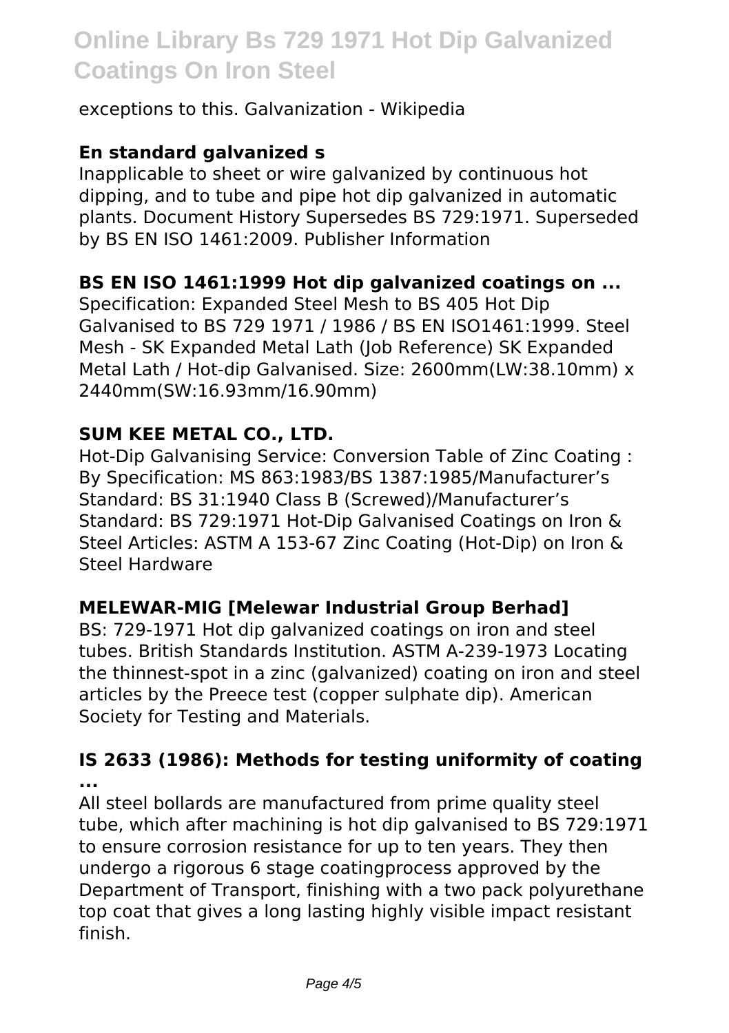exceptions to this. Galvanization - Wikipedia

### En standard galvanized s

Inapplicable to sheet or wire galvanized by continuous hot dipping, and to tube and pipe hot dip galvanized in automatic plants. Document History Supersedes BS 729:1971. Superseded by BS EN ISO 1461:2009. Publisher Information

### BS EN ISO 1461:1999 Hot dip galvanized coatings on ...

Specification: Expanded Steel Mesh to BS 405 Hot Dip Galvanised to BS 729 1971 / 1986 / BS EN ISO1461:1999. Steel Mesh - SK Expanded Metal Lath (Job Reference) SK Expanded Metal Lath / Hot-dip Galvanised. Size: 2600mm(LW:38.10mm) x 2440mm(SW:16.93mm/16.90mm)

### SUM KEE METAL CO., LTD.

Hot-Dip Galvanising Service: Conversion Table of Zinc Coating : By Specification: MS 863:1983/BS 1387:1985/Manufacturer's Standard: BS 31:1940 Class B (Screwed)/Manufacturer's Standard: BS 729:1971 Hot-Dip Galvanised Coatings on Iron & Steel Articles: ASTM A 153-67 Zinc Coating (Hot-Dip) on Iron & Steel Hardware

### MELEWAR-MIG [Melewar Industrial Group Berhad]

BS: 729-1971 Hot dip galvanized coatings on iron and steel tubes. British Standards Institution. ASTM A-239-1973 Locating the thinnest-spot in a zinc (galvanized) coating on iron and steel articles by the Preece test (copper sulphate dip). American Society for Testing and Materials.

### IS 2633 (1986): Methods for testing uniformity of coating ...

All steel bollards are manufactured from prime quality steel tube, which after machining is hot dip galvanised to BS 729:1971 to ensure corrosion resistance for up to ten years. They then undergo a rigorous 6 stage coatingprocess approved by the Department of Transport, finishing with a two pack polyurethane top coat that gives a long lasting highly visible impact resistant finish.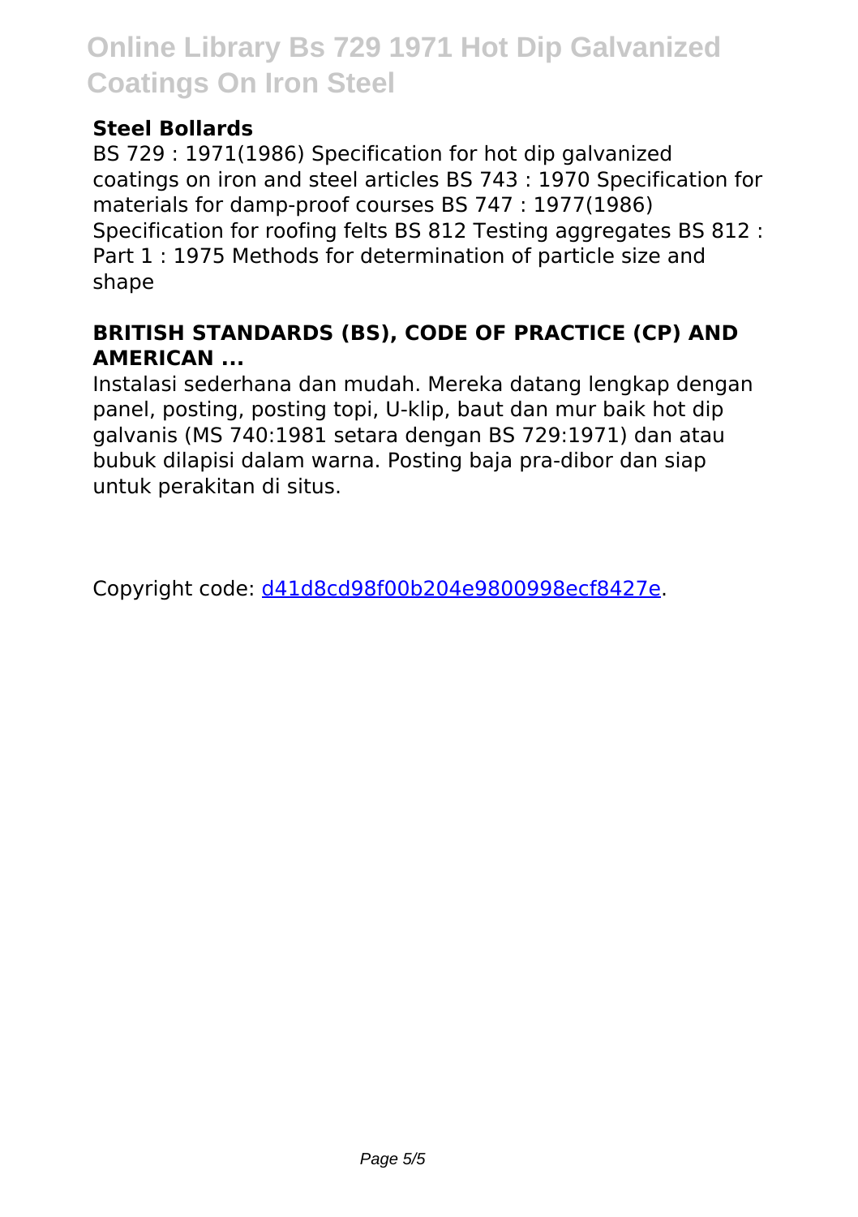### Steel Bollards

BS 729 : 1971(1986) Specification for hot dip galvanized coatings on iron and steel articles BS 743 : 1970 Specification for materials for damp-proof courses BS 747 : 1977(1986) Specification for roofing felts BS 812 Testing aggregates BS 812 : Part 1 : 1975 Methods for determination of particle size and shape

### BRITISH STANDARDS (BS), CODE OF PRACTICE (CP) AND AMERICAN ...

Instalasi sederhana dan mudah. Mereka datang lengkap dengan panel, posting, posting topi, U-klip, baut dan mur baik hot dip galvanis (MS 740:1981 setara dengan BS 729:1971) dan atau bubuk dilapisi dalam warna. Posting baja pra-dibor dan siap untuk perakitan di situs.

Copyright code: d41d8cd98f00b204e9800998ecf8427e.